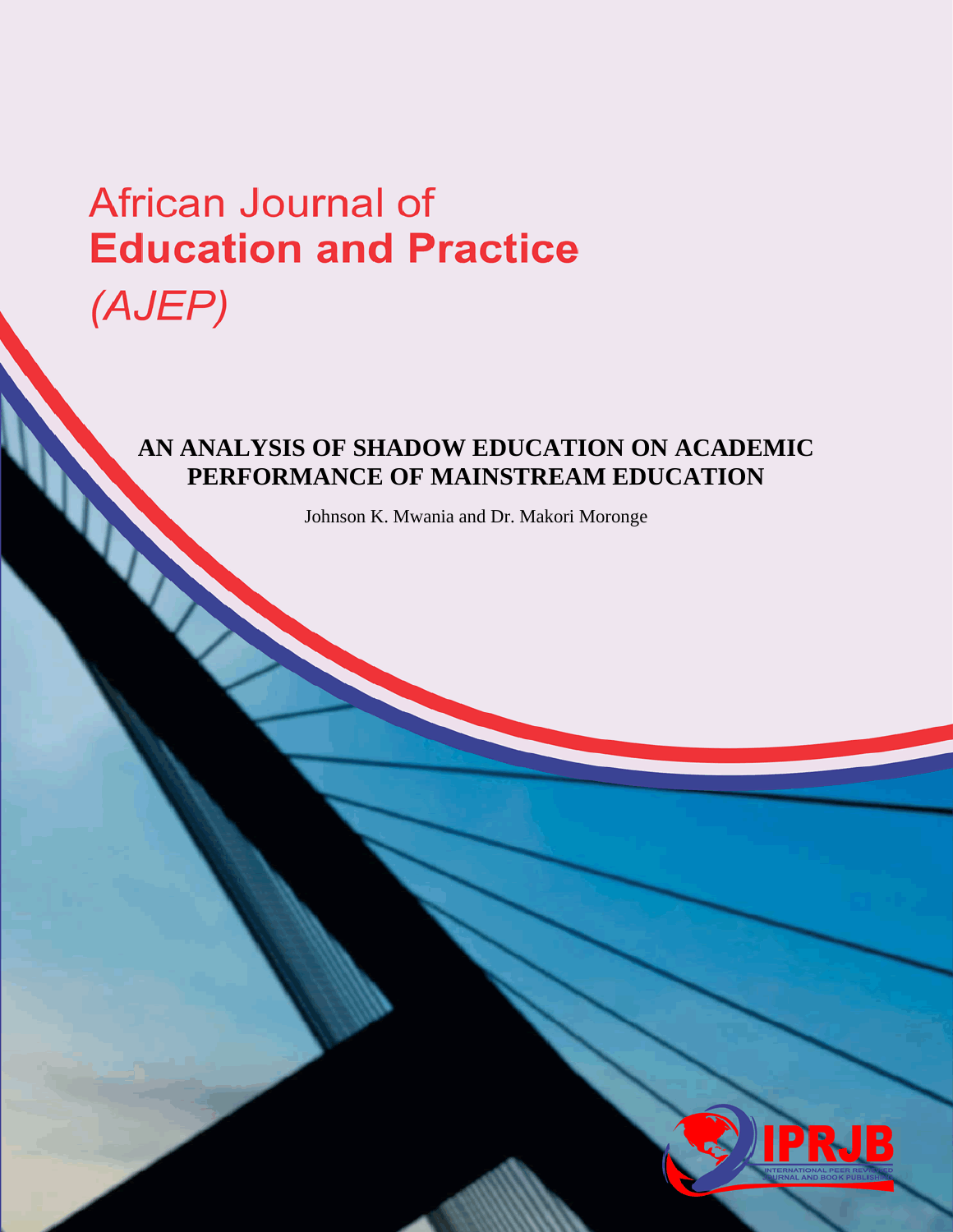African Journal of
**Education and Practice**
*(AJEP)*

# AN ANALYSIS OF SHADOW EDUCATION ON ACADEMIC PERFORMANCE OF MAINSTREAM EDUCATION

Johnson K. Mwania and Dr. Makori Moronge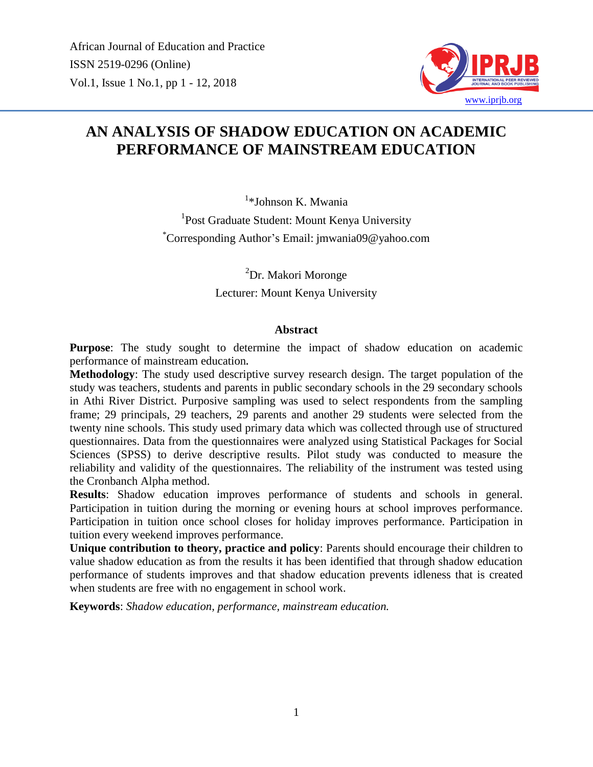# AN ANALYSIS OF SHADOW EDUCATION ON ACADEMIC PERFORMANCE OF MAINSTREAM EDUCATION

[1]*Johnson K. Mwania

[1]Post Graduate Student: Mount Kenya University

[*]Corresponding Author's Email: jmwania09@yahoo.com

[2]Dr. Makori Moronge

Lecturer: Mount Kenya University

### Abstract

**Purpose**: The study sought to determine the impact of shadow education on academic performance of mainstream education.

**Methodology**: The study used descriptive survey research design. The target population of the study was teachers, students and parents in public secondary schools in the 29 secondary schools in Athi River District. Purposive sampling was used to select respondents from the sampling frame; 29 principals, 29 teachers, 29 parents and another 29 students were selected from the twenty nine schools. This study used primary data which was collected through use of structured questionnaires. Data from the questionnaires were analyzed using Statistical Packages for Social Sciences (SPSS) to derive descriptive results. Pilot study was conducted to measure the reliability and validity of the questionnaires. The reliability of the instrument was tested using the Cronbanch Alpha method.

**Results**: Shadow education improves performance of students and schools in general. Participation in tuition during the morning or evening hours at school improves performance. Participation in tuition once school closes for holiday improves performance. Participation in tuition every weekend improves performance.

**Unique contribution to theory, practice and policy**: Parents should encourage their children to value shadow education as from the results it has been identified that through shadow education performance of students improves and that shadow education prevents idleness that is created when students are free with no engagement in school work.

**Keywords**: *Shadow education, performance, mainstream education.*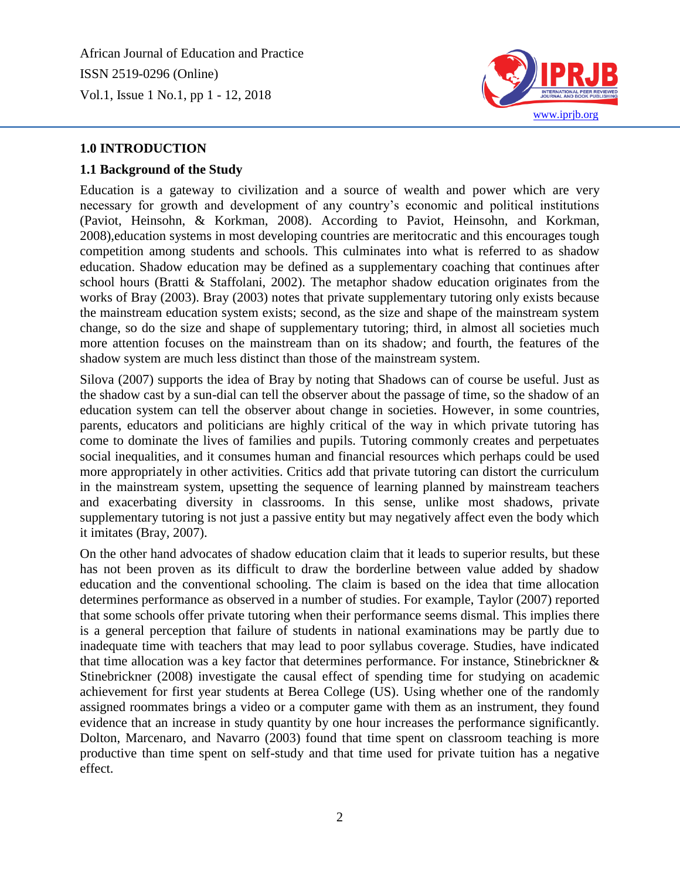## 1.0 INTRODUCTION

### 1.1 Background of the Study

Education is a gateway to civilization and a source of wealth and power which are very necessary for growth and development of any country's economic and political institutions (Paviot, Heinsohn, & Korkman, 2008). According to Paviot, Heinsohn, and Korkman, 2008),education systems in most developing countries are meritocratic and this encourages tough competition among students and schools. This culminates into what is referred to as shadow education. Shadow education may be defined as a supplementary coaching that continues after school hours (Bratti & Staffolani, 2002). The metaphor shadow education originates from the works of Bray (2003). Bray (2003) notes that private supplementary tutoring only exists because the mainstream education system exists; second, as the size and shape of the mainstream system change, so do the size and shape of supplementary tutoring; third, in almost all societies much more attention focuses on the mainstream than on its shadow; and fourth, the features of the shadow system are much less distinct than those of the mainstream system.

Silova (2007) supports the idea of Bray by noting that Shadows can of course be useful. Just as the shadow cast by a sun-dial can tell the observer about the passage of time, so the shadow of an education system can tell the observer about change in societies. However, in some countries, parents, educators and politicians are highly critical of the way in which private tutoring has come to dominate the lives of families and pupils. Tutoring commonly creates and perpetuates social inequalities, and it consumes human and financial resources which perhaps could be used more appropriately in other activities. Critics add that private tutoring can distort the curriculum in the mainstream system, upsetting the sequence of learning planned by mainstream teachers and exacerbating diversity in classrooms. In this sense, unlike most shadows, private supplementary tutoring is not just a passive entity but may negatively affect even the body which it imitates (Bray, 2007).

On the other hand advocates of shadow education claim that it leads to superior results, but these has not been proven as its difficult to draw the borderline between value added by shadow education and the conventional schooling. The claim is based on the idea that time allocation determines performance as observed in a number of studies. For example, Taylor (2007) reported that some schools offer private tutoring when their performance seems dismal. This implies there is a general perception that failure of students in national examinations may be partly due to inadequate time with teachers that may lead to poor syllabus coverage. Studies, have indicated that time allocation was a key factor that determines performance. For instance, Stinebrickner & Stinebrickner (2008) investigate the causal effect of spending time for studying on academic achievement for first year students at Berea College (US). Using whether one of the randomly assigned roommates brings a video or a computer game with them as an instrument, they found evidence that an increase in study quantity by one hour increases the performance significantly. Dolton, Marcenaro, and Navarro (2003) found that time spent on classroom teaching is more productive than time spent on self-study and that time used for private tuition has a negative effect.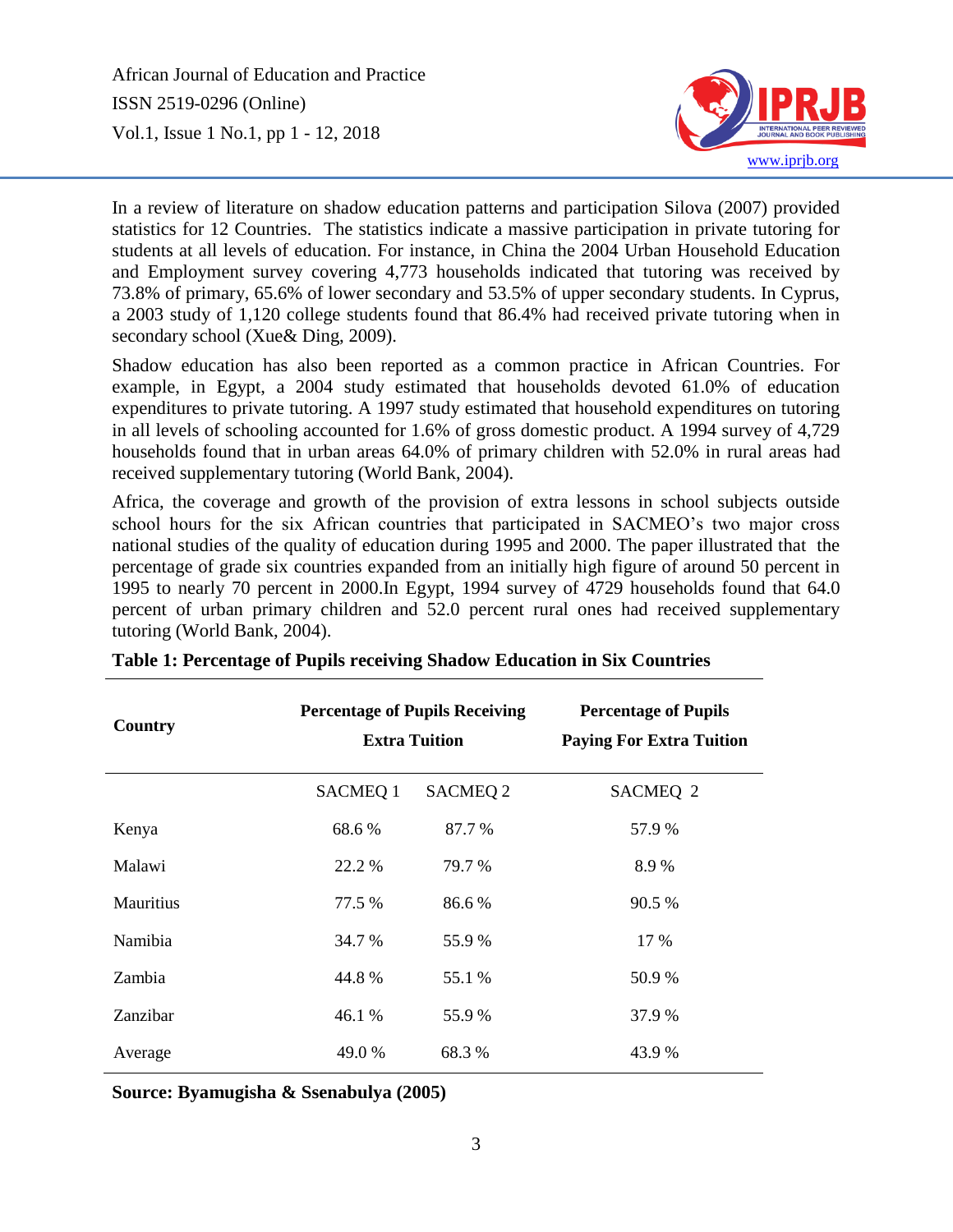In a review of literature on shadow education patterns and participation Silova (2007) provided statistics for 12 Countries. The statistics indicate a massive participation in private tutoring for students at all levels of education. For instance, in China the 2004 Urban Household Education and Employment survey covering 4,773 households indicated that tutoring was received by 73.8% of primary, 65.6% of lower secondary and 53.5% of upper secondary students. In Cyprus, a 2003 study of 1,120 college students found that 86.4% had received private tutoring when in secondary school (Xue& Ding, 2009).

Shadow education has also been reported as a common practice in African Countries. For example, in Egypt, a 2004 study estimated that households devoted 61.0% of education expenditures to private tutoring. A 1997 study estimated that household expenditures on tutoring in all levels of schooling accounted for 1.6% of gross domestic product. A 1994 survey of 4,729 households found that in urban areas 64.0% of primary children with 52.0% in rural areas had received supplementary tutoring (World Bank, 2004).

Africa, the coverage and growth of the provision of extra lessons in school subjects outside school hours for the six African countries that participated in SACMEO's two major cross national studies of the quality of education during 1995 and 2000. The paper illustrated that the percentage of grade six countries expanded from an initially high figure of around 50 percent in 1995 to nearly 70 percent in 2000.In Egypt, 1994 survey of 4729 households found that 64.0 percent of urban primary children and 52.0 percent rural ones had received supplementary tutoring (World Bank, 2004).

**Table 1: Percentage of Pupils receiving Shadow Education in Six Countries**

| Country | Percentage of Pupils Receiving Extra Tuition | | Percentage of Pupils Paying For Extra Tuition |
|---|---|---|---|
| | SACMEQ 1 | SACMEQ 2 | SACMEQ 2 |
| Kenya | 68.6 % | 87.7 % | 57.9 % |
| Malawi | 22.2 % | 79.7 % | 8.9 % |
| Mauritius | 77.5 % | 86.6 % | 90.5 % |
| Namibia | 34.7 % | 55.9 % | 17 % |
| Zambia | 44.8 % | 55.1 % | 50.9 % |
| Zanzibar | 46.1 % | 55.9 % | 37.9 % |
| Average | 49.0 % | 68.3 % | 43.9 % |

**Source: Byamugisha & Ssenabulya (2005)**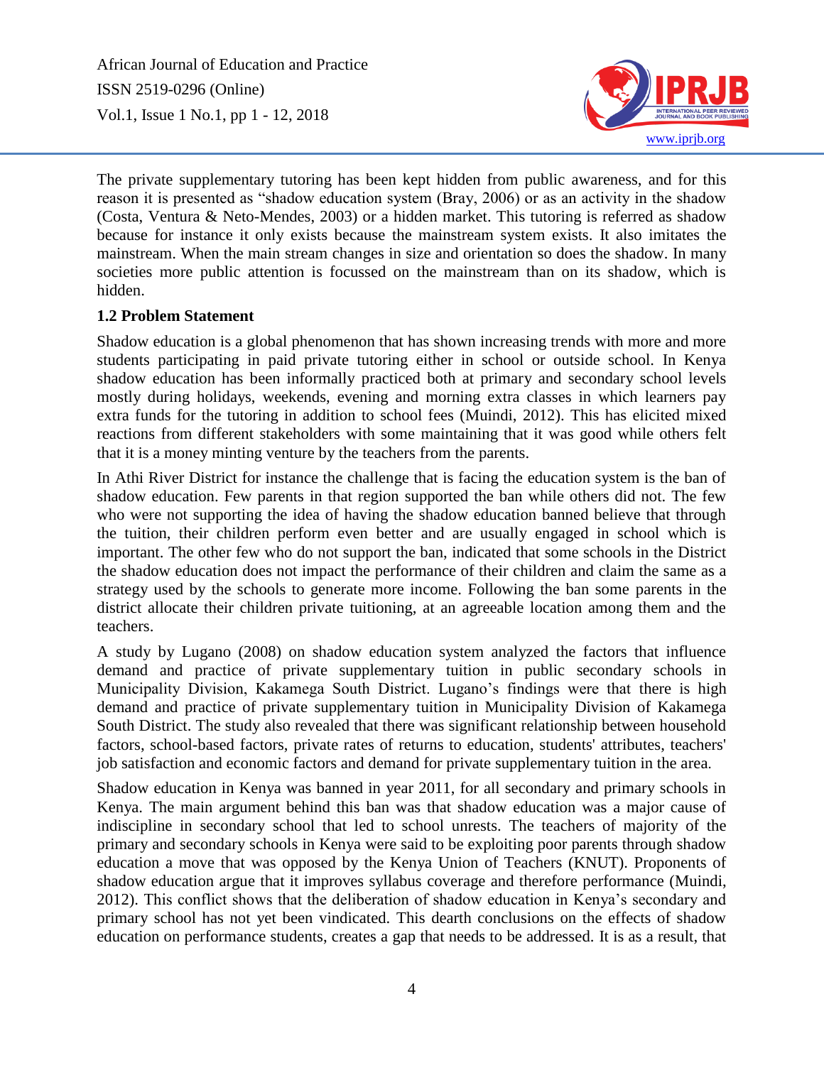The private supplementary tutoring has been kept hidden from public awareness, and for this reason it is presented as "shadow education system (Bray, 2006) or as an activity in the shadow (Costa, Ventura & Neto-Mendes, 2003) or a hidden market. This tutoring is referred as shadow because for instance it only exists because the mainstream system exists. It also imitates the mainstream. When the main stream changes in size and orientation so does the shadow. In many societies more public attention is focussed on the mainstream than on its shadow, which is hidden.

### 1.2 Problem Statement

Shadow education is a global phenomenon that has shown increasing trends with more and more students participating in paid private tutoring either in school or outside school. In Kenya shadow education has been informally practiced both at primary and secondary school levels mostly during holidays, weekends, evening and morning extra classes in which learners pay extra funds for the tutoring in addition to school fees (Muindi, 2012). This has elicited mixed reactions from different stakeholders with some maintaining that it was good while others felt that it is a money minting venture by the teachers from the parents.

In Athi River District for instance the challenge that is facing the education system is the ban of shadow education. Few parents in that region supported the ban while others did not. The few who were not supporting the idea of having the shadow education banned believe that through the tuition, their children perform even better and are usually engaged in school which is important. The other few who do not support the ban, indicated that some schools in the District the shadow education does not impact the performance of their children and claim the same as a strategy used by the schools to generate more income. Following the ban some parents in the district allocate their children private tuitioning, at an agreeable location among them and the teachers.

A study by Lugano (2008) on shadow education system analyzed the factors that influence demand and practice of private supplementary tuition in public secondary schools in Municipality Division, Kakamega South District. Lugano's findings were that there is high demand and practice of private supplementary tuition in Municipality Division of Kakamega South District. The study also revealed that there was significant relationship between household factors, school-based factors, private rates of returns to education, students' attributes, teachers' job satisfaction and economic factors and demand for private supplementary tuition in the area.

Shadow education in Kenya was banned in year 2011, for all secondary and primary schools in Kenya. The main argument behind this ban was that shadow education was a major cause of indiscipline in secondary school that led to school unrests. The teachers of majority of the primary and secondary schools in Kenya were said to be exploiting poor parents through shadow education a move that was opposed by the Kenya Union of Teachers (KNUT). Proponents of shadow education argue that it improves syllabus coverage and therefore performance (Muindi, 2012). This conflict shows that the deliberation of shadow education in Kenya's secondary and primary school has not yet been vindicated. This dearth conclusions on the effects of shadow education on performance students, creates a gap that needs to be addressed. It is as a result, that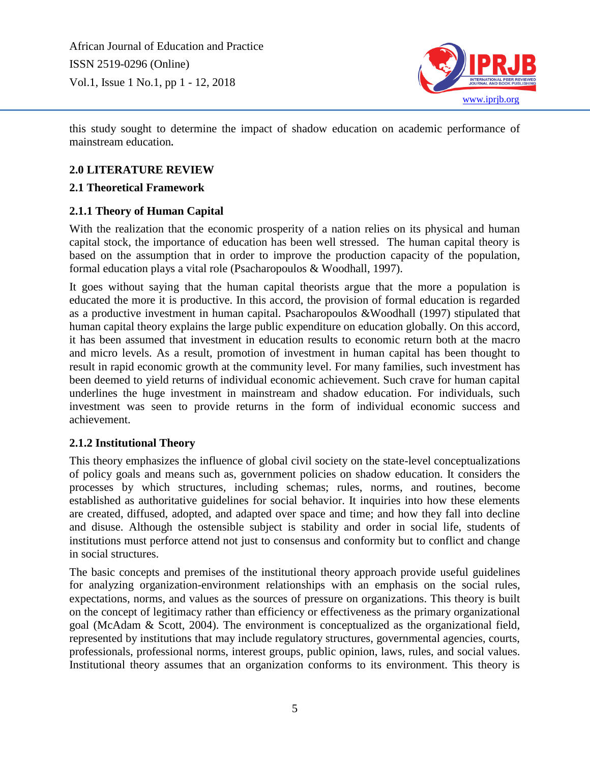this study sought to determine the impact of shadow education on academic performance of mainstream education.

## 2.0 LITERATURE REVIEW

### 2.1 Theoretical Framework

#### 2.1.1 Theory of Human Capital

With the realization that the economic prosperity of a nation relies on its physical and human capital stock, the importance of education has been well stressed. The human capital theory is based on the assumption that in order to improve the production capacity of the population, formal education plays a vital role (Psacharopoulos & Woodhall, 1997).

It goes without saying that the human capital theorists argue that the more a population is educated the more it is productive. In this accord, the provision of formal education is regarded as a productive investment in human capital. Psacharopoulos &Woodhall (1997) stipulated that human capital theory explains the large public expenditure on education globally. On this accord, it has been assumed that investment in education results to economic return both at the macro and micro levels. As a result, promotion of investment in human capital has been thought to result in rapid economic growth at the community level. For many families, such investment has been deemed to yield returns of individual economic achievement. Such crave for human capital underlines the huge investment in mainstream and shadow education. For individuals, such investment was seen to provide returns in the form of individual economic success and achievement.

#### 2.1.2 Institutional Theory

This theory emphasizes the influence of global civil society on the state-level conceptualizations of policy goals and means such as, government policies on shadow education. It considers the processes by which structures, including schemas; rules, norms, and routines, become established as authoritative guidelines for social behavior. It inquiries into how these elements are created, diffused, adopted, and adapted over space and time; and how they fall into decline and disuse. Although the ostensible subject is stability and order in social life, students of institutions must perforce attend not just to consensus and conformity but to conflict and change in social structures.

The basic concepts and premises of the institutional theory approach provide useful guidelines for analyzing organization-environment relationships with an emphasis on the social rules, expectations, norms, and values as the sources of pressure on organizations. This theory is built on the concept of legitimacy rather than efficiency or effectiveness as the primary organizational goal (McAdam & Scott, 2004). The environment is conceptualized as the organizational field, represented by institutions that may include regulatory structures, governmental agencies, courts, professionals, professional norms, interest groups, public opinion, laws, rules, and social values. Institutional theory assumes that an organization conforms to its environment. This theory is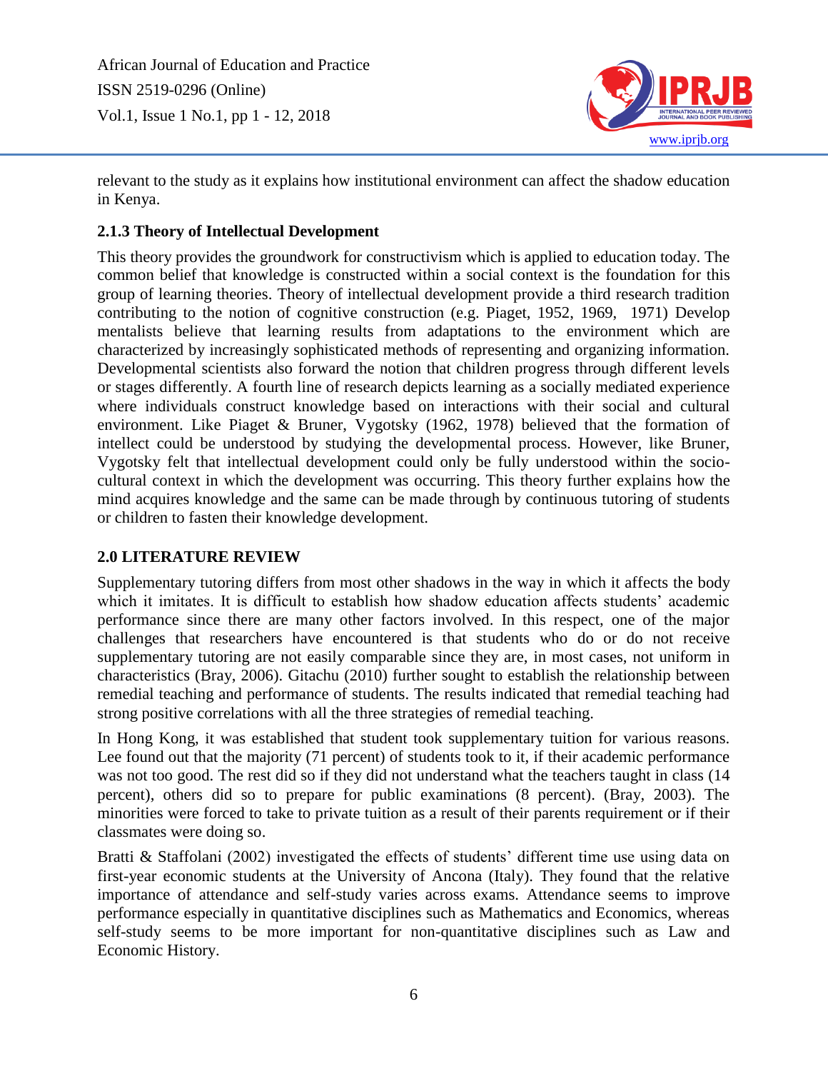relevant to the study as it explains how institutional environment can affect the shadow education in Kenya.

### 2.1.3 Theory of Intellectual Development

This theory provides the groundwork for constructivism which is applied to education today. The common belief that knowledge is constructed within a social context is the foundation for this group of learning theories. Theory of intellectual development provide a third research tradition contributing to the notion of cognitive construction (e.g. Piaget, 1952, 1969, 1971) Develop mentalists believe that learning results from adaptations to the environment which are characterized by increasingly sophisticated methods of representing and organizing information. Developmental scientists also forward the notion that children progress through different levels or stages differently. A fourth line of research depicts learning as a socially mediated experience where individuals construct knowledge based on interactions with their social and cultural environment. Like Piaget & Bruner, Vygotsky (1962, 1978) believed that the formation of intellect could be understood by studying the developmental process. However, like Bruner, Vygotsky felt that intellectual development could only be fully understood within the socio-cultural context in which the development was occurring. This theory further explains how the mind acquires knowledge and the same can be made through by continuous tutoring of students or children to fasten their knowledge development.

## 2.0 LITERATURE REVIEW

Supplementary tutoring differs from most other shadows in the way in which it affects the body which it imitates. It is difficult to establish how shadow education affects students' academic performance since there are many other factors involved. In this respect, one of the major challenges that researchers have encountered is that students who do or do not receive supplementary tutoring are not easily comparable since they are, in most cases, not uniform in characteristics (Bray, 2006). Gitachu (2010) further sought to establish the relationship between remedial teaching and performance of students. The results indicated that remedial teaching had strong positive correlations with all the three strategies of remedial teaching.

In Hong Kong, it was established that student took supplementary tuition for various reasons. Lee found out that the majority (71 percent) of students took to it, if their academic performance was not too good. The rest did so if they did not understand what the teachers taught in class (14 percent), others did so to prepare for public examinations (8 percent). (Bray, 2003). The minorities were forced to take to private tuition as a result of their parents requirement or if their classmates were doing so.

Bratti & Staffolani (2002) investigated the effects of students' different time use using data on first-year economic students at the University of Ancona (Italy). They found that the relative importance of attendance and self-study varies across exams. Attendance seems to improve performance especially in quantitative disciplines such as Mathematics and Economics, whereas self-study seems to be more important for non-quantitative disciplines such as Law and Economic History.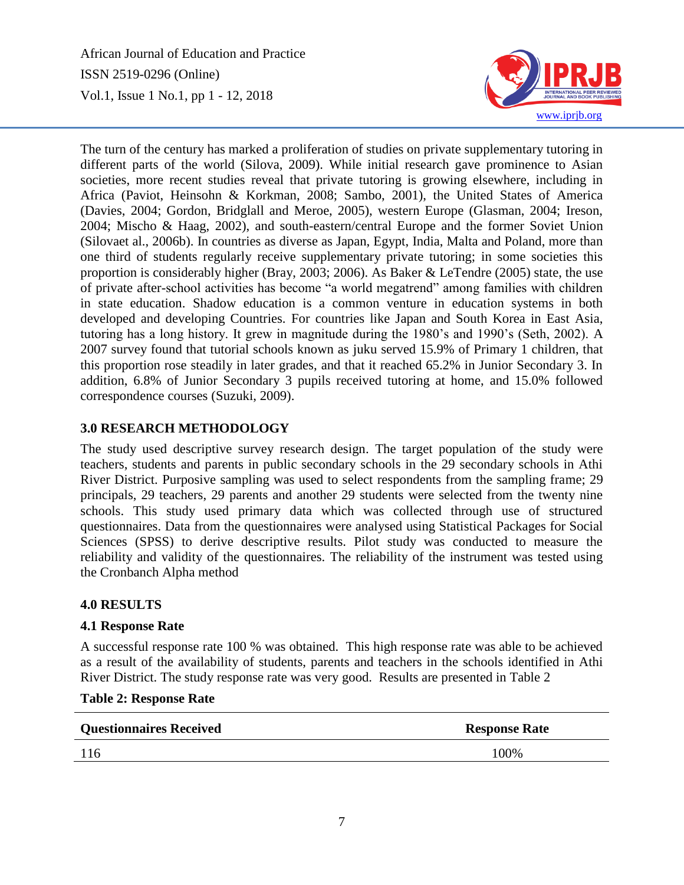The turn of the century has marked a proliferation of studies on private supplementary tutoring in different parts of the world (Silova, 2009). While initial research gave prominence to Asian societies, more recent studies reveal that private tutoring is growing elsewhere, including in Africa (Paviot, Heinsohn & Korkman, 2008; Sambo, 2001), the United States of America (Davies, 2004; Gordon, Bridglall and Meroe, 2005), western Europe (Glasman, 2004; Ireson, 2004; Mischo & Haag, 2002), and south-eastern/central Europe and the former Soviet Union (Silovaet al., 2006b). In countries as diverse as Japan, Egypt, India, Malta and Poland, more than one third of students regularly receive supplementary private tutoring; in some societies this proportion is considerably higher (Bray, 2003; 2006). As Baker & LeTendre (2005) state, the use of private after-school activities has become "a world megatrend" among families with children in state education. Shadow education is a common venture in education systems in both developed and developing Countries. For countries like Japan and South Korea in East Asia, tutoring has a long history. It grew in magnitude during the 1980's and 1990's (Seth, 2002). A 2007 survey found that tutorial schools known as juku served 15.9% of Primary 1 children, that this proportion rose steadily in later grades, and that it reached 65.2% in Junior Secondary 3. In addition, 6.8% of Junior Secondary 3 pupils received tutoring at home, and 15.0% followed correspondence courses (Suzuki, 2009).

## 3.0 RESEARCH METHODOLOGY

The study used descriptive survey research design. The target population of the study were teachers, students and parents in public secondary schools in the 29 secondary schools in Athi River District. Purposive sampling was used to select respondents from the sampling frame; 29 principals, 29 teachers, 29 parents and another 29 students were selected from the twenty nine schools. This study used primary data which was collected through use of structured questionnaires. Data from the questionnaires were analysed using Statistical Packages for Social Sciences (SPSS) to derive descriptive results. Pilot study was conducted to measure the reliability and validity of the questionnaires. The reliability of the instrument was tested using the Cronbanch Alpha method

## 4.0 RESULTS

### 4.1 Response Rate

A successful response rate 100 % was obtained. This high response rate was able to be achieved as a result of the availability of students, parents and teachers in the schools identified in Athi River District. The study response rate was very good. Results are presented in Table 2

**Table 2: Response Rate**

| Questionnaires Received | Response Rate |
|---|---|
| 116 | 100% |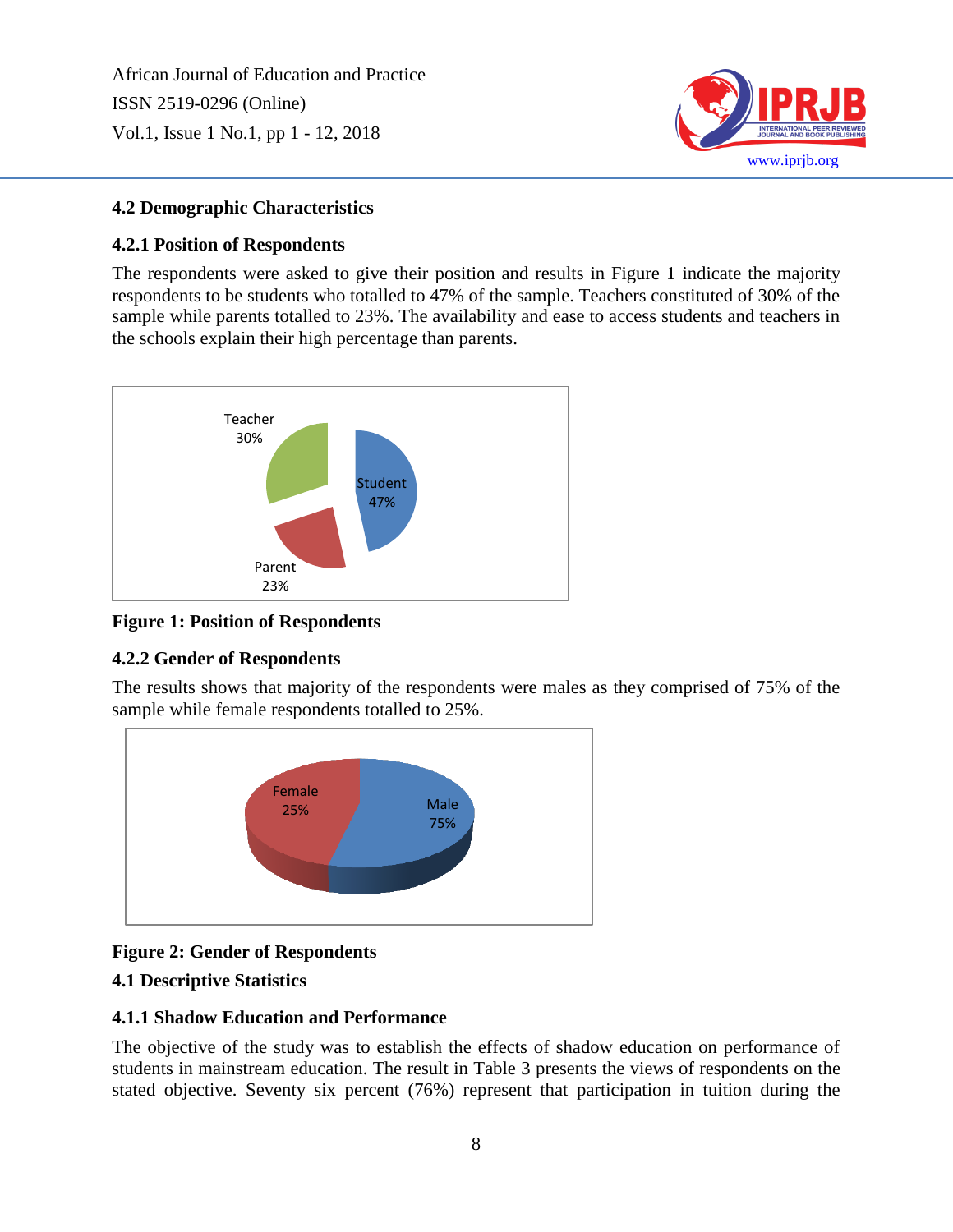### 4.2 Demographic Characteristics

#### 4.2.1 Position of Respondents

The respondents were asked to give their position and results in Figure 1 indicate the majority respondents to be students who totalled to 47% of the sample. Teachers constituted of 30% of the sample while parents totalled to 23%. The availability and ease to access students and teachers in the schools explain their high percentage than parents.

**Figure 1: Position of Respondents**

#### 4.2.2 Gender of Respondents

The results shows that majority of the respondents were males as they comprised of 75% of the sample while female respondents totalled to 25%.

**Figure 2: Gender of Respondents**

### 4.1 Descriptive Statistics

#### 4.1.1 Shadow Education and Performance

The objective of the study was to establish the effects of shadow education on performance of students in mainstream education. The result in Table 3 presents the views of respondents on the stated objective. Seventy six percent (76%) represent that participation in tuition during the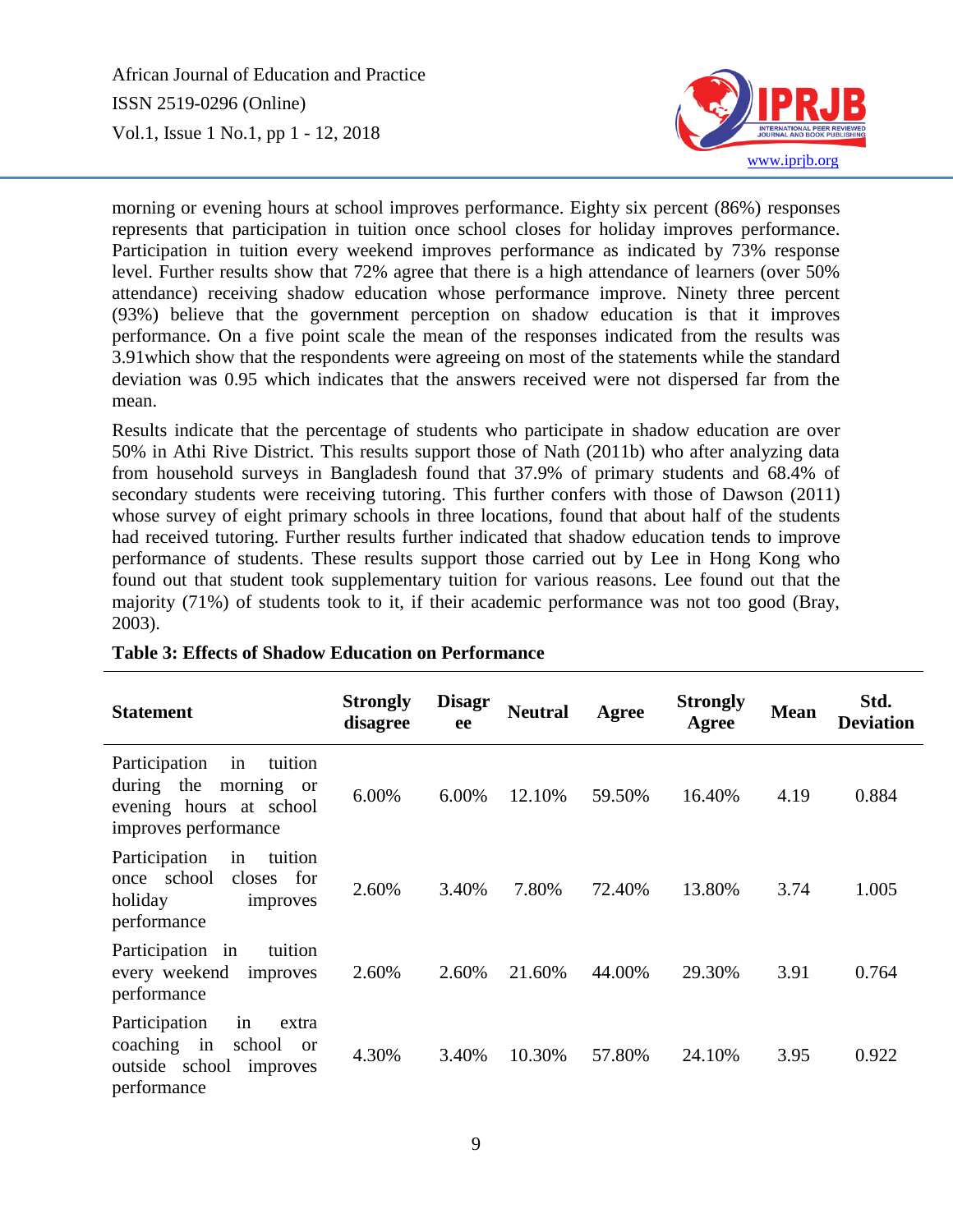morning or evening hours at school improves performance. Eighty six percent (86%) responses represents that participation in tuition once school closes for holiday improves performance. Participation in tuition every weekend improves performance as indicated by 73% response level. Further results show that 72% agree that there is a high attendance of learners (over 50% attendance) receiving shadow education whose performance improve. Ninety three percent (93%) believe that the government perception on shadow education is that it improves performance. On a five point scale the mean of the responses indicated from the results was 3.91which show that the respondents were agreeing on most of the statements while the standard deviation was 0.95 which indicates that the answers received were not dispersed far from the mean.

Results indicate that the percentage of students who participate in shadow education are over 50% in Athi Rive District. This results support those of Nath (2011b) who after analyzing data from household surveys in Bangladesh found that 37.9% of primary students and 68.4% of secondary students were receiving tutoring. This further confers with those of Dawson (2011) whose survey of eight primary schools in three locations, found that about half of the students had received tutoring. Further results further indicated that shadow education tends to improve performance of students. These results support those carried out by Lee in Hong Kong who found out that student took supplementary tuition for various reasons. Lee found out that the majority (71%) of students took to it, if their academic performance was not too good (Bray, 2003).

**Table 3: Effects of Shadow Education on Performance**

| Statement | Strongly disagree | Disagree | Neutral | Agree | Strongly Agree | Mean | Std. Deviation |
|---|---|---|---|---|---|---|---|
| Participation in tuition during the morning or evening hours at school improves performance | 6.00% | 6.00% | 12.10% | 59.50% | 16.40% | 4.19 | 0.884 |
| Participation in tuition once school closes for holiday improves performance | 2.60% | 3.40% | 7.80% | 72.40% | 13.80% | 3.74 | 1.005 |
| Participation in tuition every weekend improves performance | 2.60% | 2.60% | 21.60% | 44.00% | 29.30% | 3.91 | 0.764 |
| Participation in extra coaching in school or outside school improves performance | 4.30% | 3.40% | 10.30% | 57.80% | 24.10% | 3.95 | 0.922 |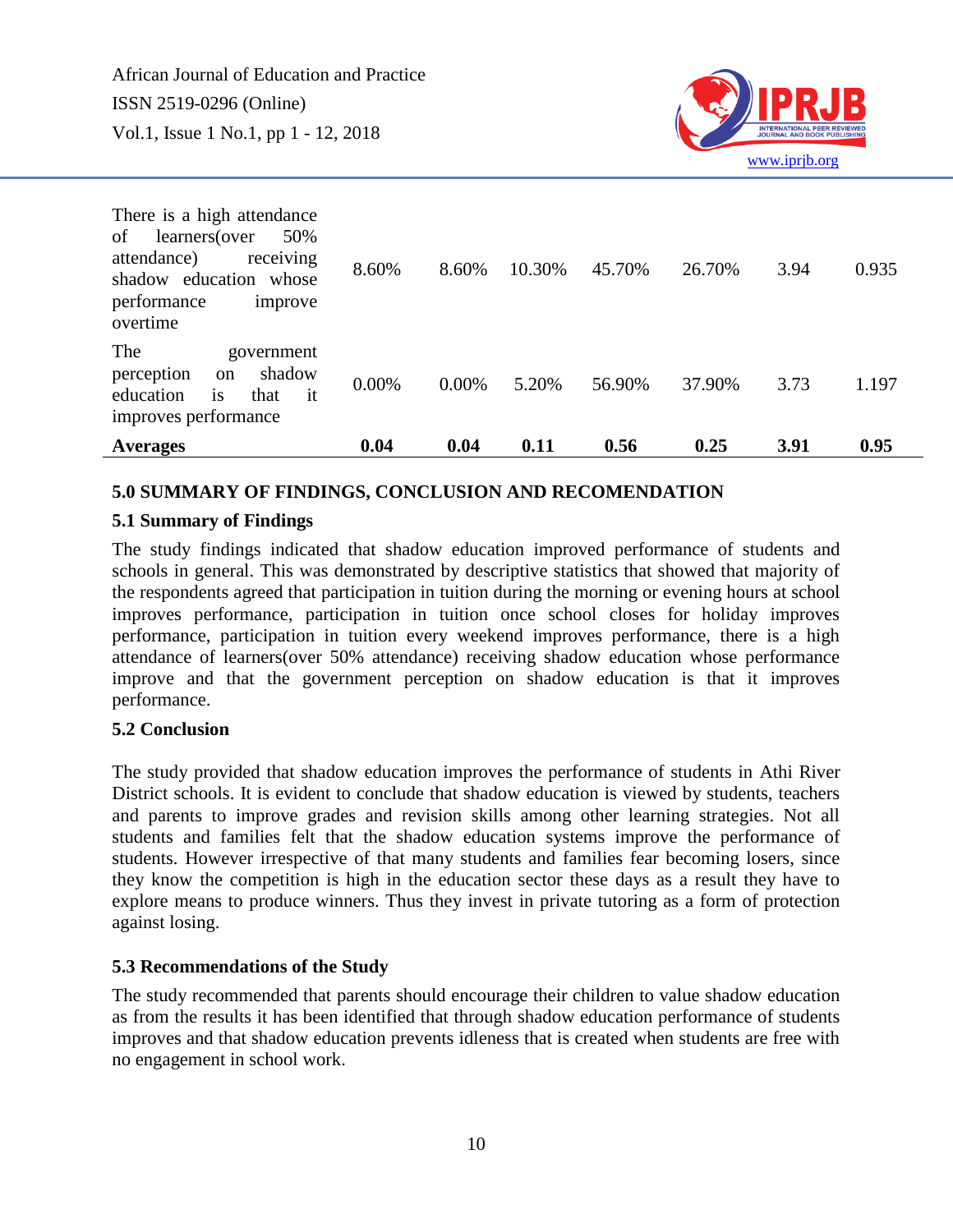| | | | | | | | |
|---|---|---|---|---|---|---|---|
| There is a high attendance of learners(over 50% attendance) receiving shadow education whose performance improve overtime | 8.60% | 8.60% | 10.30% | 45.70% | 26.70% | 3.94 | 0.935 |
| The government perception on shadow education is that it improves performance | 0.00% | 0.00% | 5.20% | 56.90% | 37.90% | 3.73 | 1.197 |
| **Averages** | **0.04** | **0.04** | **0.11** | **0.56** | **0.25** | **3.91** | **0.95** |

## 5.0 SUMMARY OF FINDINGS, CONCLUSION AND RECOMENDATION

### 5.1 Summary of Findings

The study findings indicated that shadow education improved performance of students and schools in general. This was demonstrated by descriptive statistics that showed that majority of the respondents agreed that participation in tuition during the morning or evening hours at school improves performance, participation in tuition once school closes for holiday improves performance, participation in tuition every weekend improves performance, there is a high attendance of learners(over 50% attendance) receiving shadow education whose performance improve and that the government perception on shadow education is that it improves performance.

### 5.2 Conclusion

The study provided that shadow education improves the performance of students in Athi River District schools. It is evident to conclude that shadow education is viewed by students, teachers and parents to improve grades and revision skills among other learning strategies. Not all students and families felt that the shadow education systems improve the performance of students. However irrespective of that many students and families fear becoming losers, since they know the competition is high in the education sector these days as a result they have to explore means to produce winners. Thus they invest in private tutoring as a form of protection against losing.

### 5.3 Recommendations of the Study

The study recommended that parents should encourage their children to value shadow education as from the results it has been identified that through shadow education performance of students improves and that shadow education prevents idleness that is created when students are free with no engagement in school work.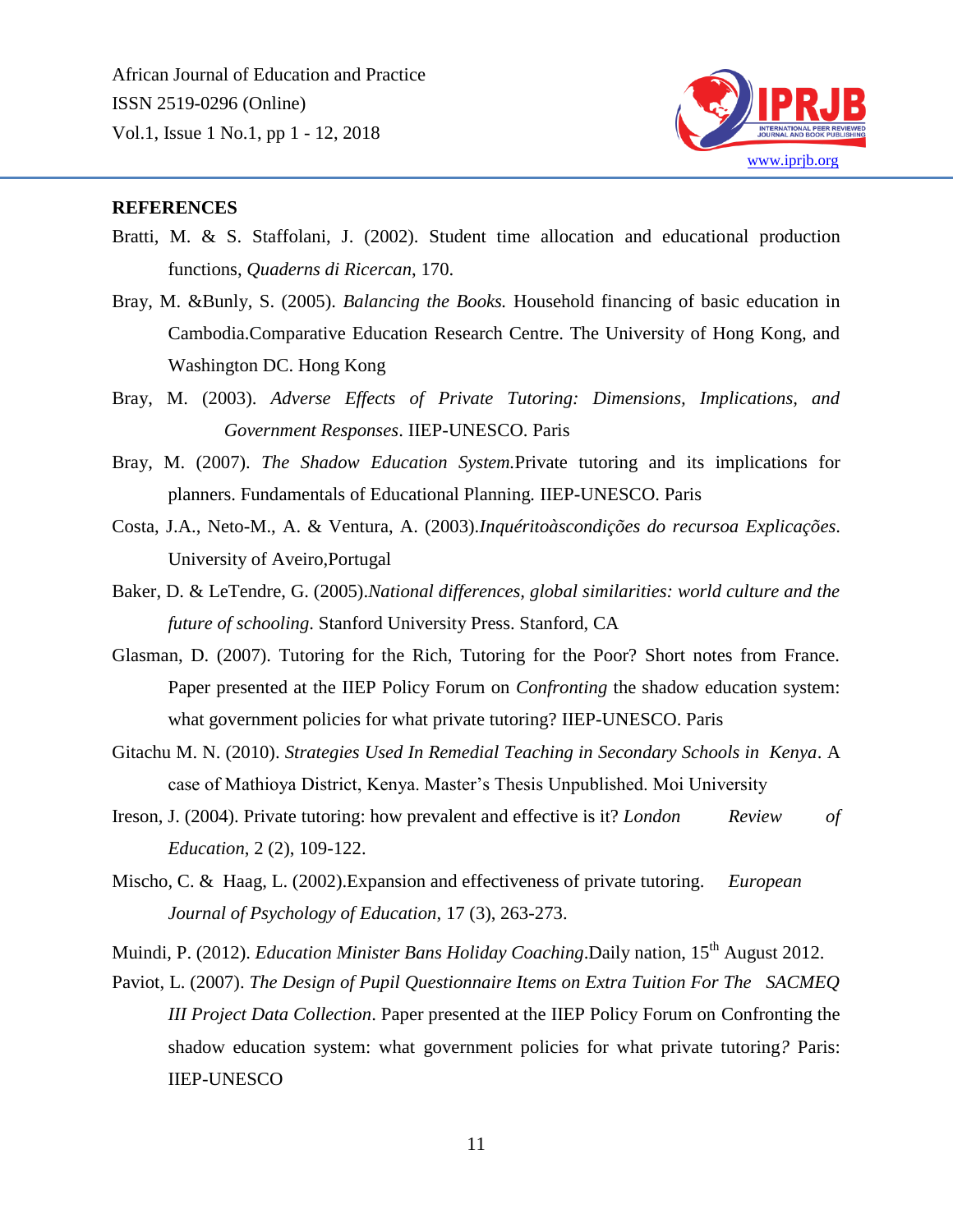**REFERENCES**

Bratti, M. & S. Staffolani, J. (2002). Student time allocation and educational production functions, *Quaderns di Ricercan*, 170.

Bray, M. &Bunly, S. (2005). *Balancing the Books.* Household financing of basic education in Cambodia.Comparative Education Research Centre. The University of Hong Kong, and Washington DC. Hong Kong

Bray, M. (2003). *Adverse Effects of Private Tutoring: Dimensions, Implications, and Government Responses*. IIEP-UNESCO. Paris

Bray, M. (2007). *The Shadow Education System.*Private tutoring and its implications for planners. Fundamentals of Educational Planning. IIEP-UNESCO. Paris

Costa, J.A., Neto-M., A. & Ventura, A. (2003).*Inquéritoàscondições do recursoa Explicações*. University of Aveiro,Portugal

Baker, D. & LeTendre, G. (2005).*National differences, global similarities: world culture and the future of schooling*. Stanford University Press. Stanford, CA

Glasman, D. (2007). Tutoring for the Rich, Tutoring for the Poor? Short notes from France. Paper presented at the IIEP Policy Forum on *Confronting* the shadow education system: what government policies for what private tutoring? IIEP-UNESCO. Paris

Gitachu M. N. (2010). *Strategies Used In Remedial Teaching in Secondary Schools in Kenya*. A case of Mathioya District, Kenya. Master's Thesis Unpublished. Moi University

Ireson, J. (2004). Private tutoring: how prevalent and effective is it? *London Review of Education*, 2 (2), 109-122.

Mischo, C. & Haag, L. (2002).Expansion and effectiveness of private tutoring. *European Journal of Psychology of Education*, 17 (3), 263-273.

Muindi, P. (2012). *Education Minister Bans Holiday Coaching*.Daily nation, 15th August 2012.

Paviot, L. (2007). *The Design of Pupil Questionnaire Items on Extra Tuition For The SACMEQ III Project Data Collection*. Paper presented at the IIEP Policy Forum on Confronting the shadow education system: what government policies for what private tutoring*?* Paris: IIEP-UNESCO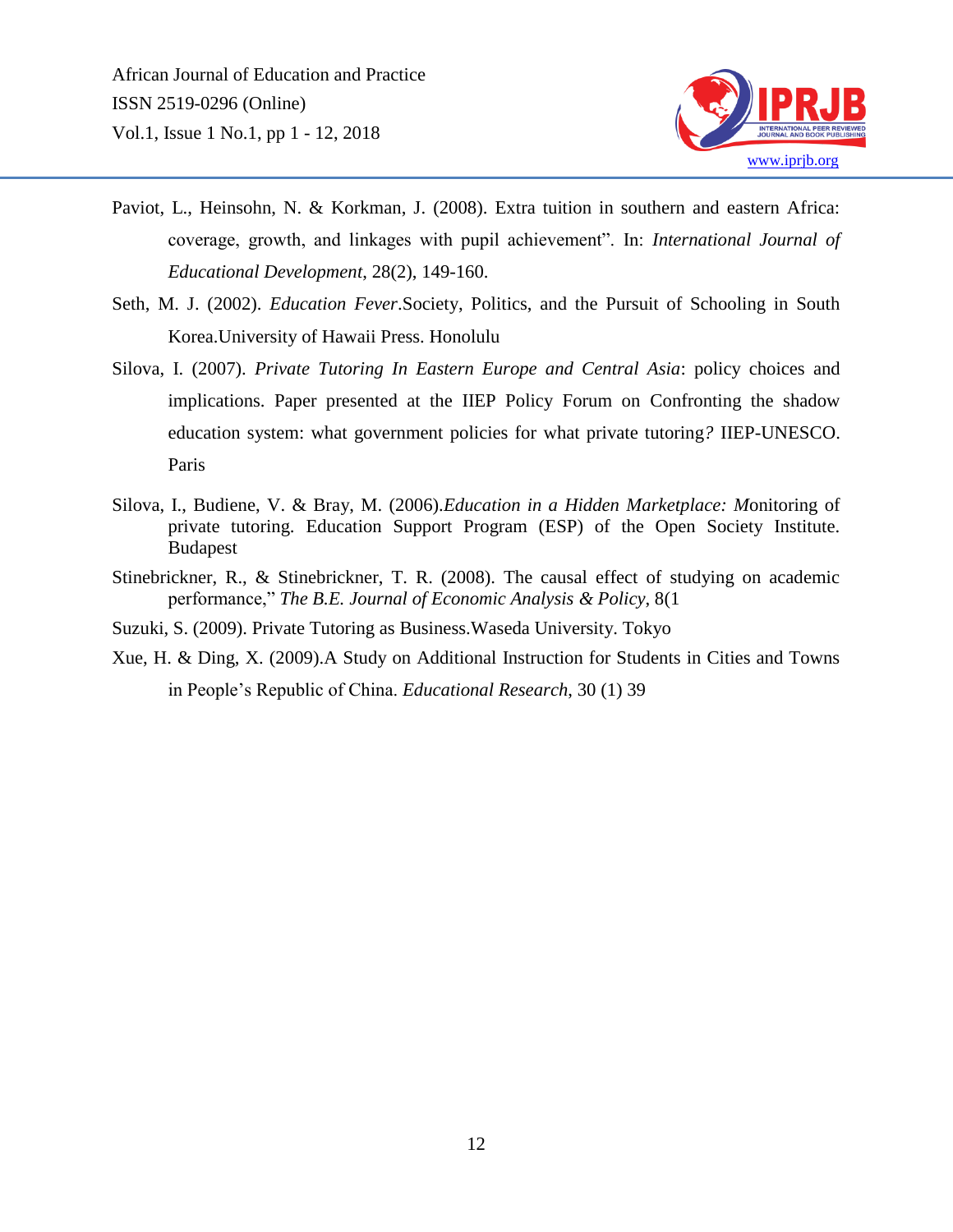Paviot, L., Heinsohn, N. & Korkman, J. (2008). Extra tuition in southern and eastern Africa: coverage, growth, and linkages with pupil achievement". In: *International Journal of Educational Development*, 28(2), 149-160.

Seth, M. J. (2002). *Education Fever*.Society, Politics, and the Pursuit of Schooling in South Korea.University of Hawaii Press. Honolulu

Silova, I. (2007). *Private Tutoring In Eastern Europe and Central Asia*: policy choices and implications. Paper presented at the IIEP Policy Forum on Confronting the shadow education system: what government policies for what private tutoring*?* IIEP-UNESCO. Paris

Silova, I., Budiene, V. & Bray, M. (2006).*Education in a Hidden Marketplace: M*onitoring of private tutoring. Education Support Program (ESP) of the Open Society Institute. Budapest

Stinebrickner, R., & Stinebrickner, T. R. (2008). The causal effect of studying on academic performance," *The B.E. Journal of Economic Analysis & Policy*, 8(1

Suzuki, S. (2009). Private Tutoring as Business.Waseda University. Tokyo

Xue, H. & Ding, X. (2009).A Study on Additional Instruction for Students in Cities and Towns in People's Republic of China. *Educational Research*, 30 (1) 39